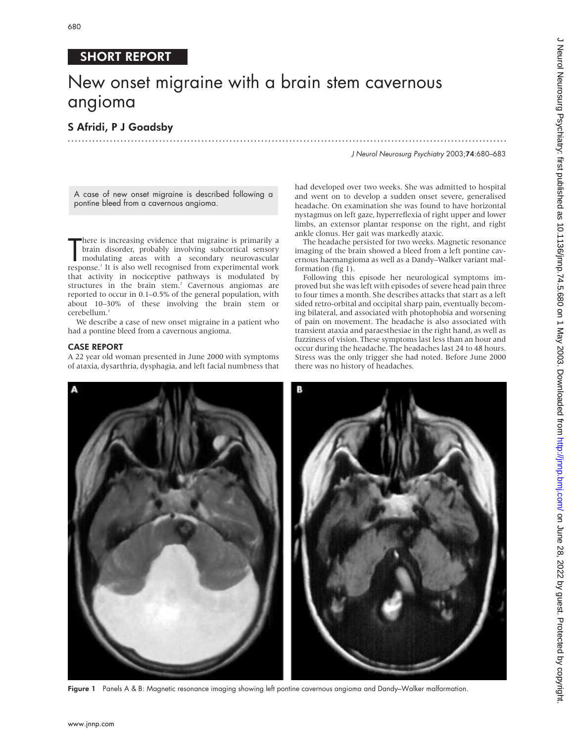SHORT REPORT

# New onset migraine with a brain stem cavernous angioma

## S Afridi, P J Goadsby

A case of new onset migraine is described following a pontine bleed from a cavernous angioma.

There is increasing evidence that migraine is primarily a brain disorder, probably involving subcortical sensory modulating areas with a secondary neurovascular response.[1] It is also well recognised from experimental work that activity in nociceptive pathways is modulated by structures in the brain stem.[2] Cavernous angiomas are reported to occur in 0.1–0.5% of the general population, with about 10–30% of these involving the brain stem or cerebellum.[3]

We describe a case of new onset migraine in a patient who had a pontine bleed from a cavernous angioma.

## CASE REPORT

A 22 year old woman presented in June 2000 with symptoms of ataxia, dysarthria, dysphagia, and left facial numbness that had developed over two weeks. She was admitted to hospital and went on to develop a sudden onset severe, generalised headache. On examination she was found to have horizontal nystagmus on left gaze, hyperreflexia of right upper and lower limbs, an extensor plantar response on the right, and right ankle clonus. Her gait was markedly ataxic.

The headache persisted for two weeks. Magnetic resonance imaging of the brain showed a bleed from a left pontine cavernous haemangioma as well as a Dandy–Walker variant malformation (fig 1).

Following this episode her neurological symptoms improved but she was left with episodes of severe head pain three to four times a month. She describes attacks that start as a left sided retro-orbital and occipital sharp pain, eventually becoming bilateral, and associated with photophobia and worsening of pain on movement. The headache is also associated with transient ataxia and paraesthesiae in the right hand, as well as fuzziness of vision. These symptoms last less than an hour and occur during the headache. The headaches last 24 to 48 hours. Stress was the only trigger she had noted. Before June 2000 there was no history of headaches.

**Figure 1** Panels A & B: Magnetic resonance imaging showing left pontine cavernous angioma and Dandy–Walker malformation.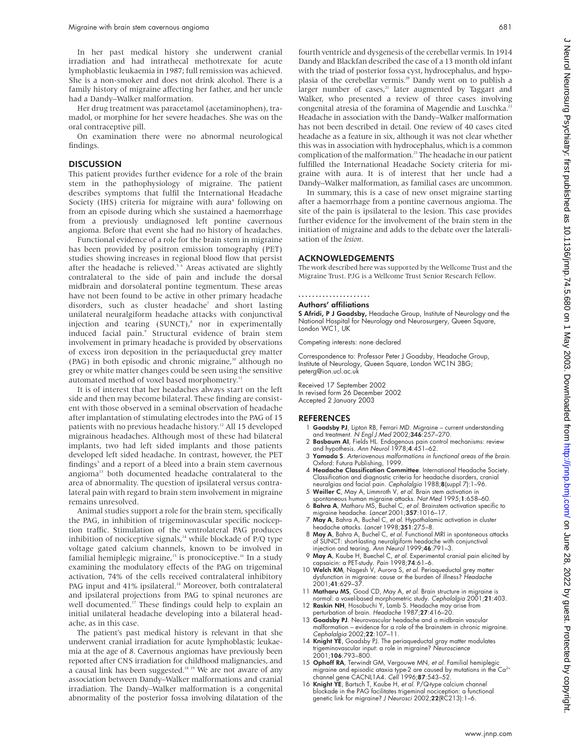In her past medical history she underwent cranial irradiation and had intrathecal methotrexate for acute lymphoblastic leukaemia in 1987; full remission was achieved. She is a non-smoker and does not drink alcohol. There is a family history of migraine affecting her father, and her uncle had a Dandy–Walker malformation.

Her drug treatment was paracetamol (acetaminophen), tramadol, or morphine for her severe headaches. She was on the oral contraceptive pill.

On examination there were no abnormal neurological findings.

## DISCUSSION

This patient provides further evidence for a role of the brain stem in the pathophysiology of migraine. The patient describes symptoms that fulfil the International Headache Society (IHS) criteria for migraine with aura[4] following on from an episode during which she sustained a haemorrhage from a previously undiagnosed left pontine cavernous angioma. Before that event she had no history of headaches.

Functional evidence of a role for the brain stem in migraine has been provided by positron emission tomography (PET) studies showing increases in regional blood flow that persist after the headache is relieved.[5 6] Areas activated are slightly contralateral to the side of pain and include the dorsal midbrain and dorsolateral pontine tegmentum. These areas have not been found to be active in other primary headache disorders, such as cluster headache[7] and short lasting unilateral neuralgiform headache attacks with conjunctival injection and tearing (SUNCT),[8] nor in experimentally induced facial pain.[9] Structural evidence of brain stem involvement in primary headache is provided by observations of excess iron deposition in the periaqueductal grey matter (PAG) in both episodic and chronic migraine,[10] although no grey or white matter changes could be seen using the sensitive automated method of voxel based morphometry.[11]

It is of interest that her headaches always start on the left side and then may become bilateral. These finding are consistent with those observed in a seminal observation of headache after implantation of stimulating electrodes into the PAG of 15 patients with no previous headache history.[12] All 15 developed migrainous headaches. Although most of these had bilateral implants, two had left sided implants and those patients developed left sided headache. In contrast, however, the PET findings[5] and a report of a bleed into a brain stem cavernous angioma[13] both documented headache contralateral to the area of abnormality. The question of ipsilateral versus contralateral pain with regard to brain stem involvement in migraine remains unresolved.

Animal studies support a role for the brain stem, specifically the PAG, in inhibition of trigeminovascular specific nociception traffic. Stimulation of the ventrolateral PAG produces inhibition of nociceptive signals,[14] while blockade of P/Q type voltage gated calcium channels, known to be involved in familial hemiplegic migraine,[15] is pronociceptive.[16] In a study examining the modulatory effects of the PAG on trigeminal activation, 74% of the cells received contralateral inhibitory PAG input and 41% ipsilateral.[14] Moreover, both contralateral and ipsilateral projections from PAG to spinal neurones are well documented.[17] These findings could help to explain an initial unilateral headache developing into a bilateral headache, as in this case.

The patient's past medical history is relevant in that she underwent cranial irradiation for acute lymphoblastic leukaemia at the age of 8. Cavernous angiomas have previously been reported after CNS irradiation for childhood malignancies, and a causal link has been suggested.[18 19] We are not aware of any association between Dandy–Walker malformations and cranial irradiation. The Dandy–Walker malformation is a congenital abnormality of the posterior fossa involving dilatation of the fourth ventricle and dysgenesis of the cerebellar vermis. In 1914 Dandy and Blackfan described the case of a 13 month old infant with the triad of posterior fossa cyst, hydrocephalus, and hypoplasia of the cerebellar vermis.[20] Dandy went on to publish a larger number of cases,[21] later augmented by Taggart and Walker, who presented a review of three cases involving congenital atresia of the foramina of Magendie and Luschka.[22] Headache in association with the Dandy–Walker malformation has not been described in detail. One review of 40 cases cited headache as a feature in six, although it was not clear whether this was in association with hydrocephalus, which is a common complication of the malformation.[23] The headache in our patient fulfilled the International Headache Society criteria for migraine with aura. It is of interest that her uncle had a Dandy–Walker malformation, as familial cases are uncommon.

In summary, this is a case of new onset migraine starting after a haemorrhage from a pontine cavernous angioma. The site of the pain is ipsilateral to the lesion. This case provides further evidence for the involvement of the brain stem in the initiation of migraine and adds to the debate over the lateralisation of the *lesion*.

## ACKNOWLEDGEMENTS

The work described here was supported by the Wellcome Trust and the Migraine Trust. PJG is a Wellcome Trust Senior Research Fellow.

### Authors' affiliations

**S Afridi, P J Goadsby,** Headache Group, Institute of Neurology and the National Hospital for Neurology and Neurosurgery, Queen Square, London WC1, UK

Competing interests: none declared

Correspondence to: Professor Peter J Goadsby, Headache Group, Institute of Neurology, Queen Square, London WC1N 3BG; peterg@ion.ucl.ac.uk

Received 17 September 2002
In revised form 26 December 2002
Accepted 2 January 2003

## REFERENCES

1. **Goadsby PJ**, Lipton RB, Ferrari MD. Migraine – current understanding and treatment. *N Engl J Med* 2002;**346**:257–270.
2. **Basbaum AI**, Fields HL. Endogenous pain control mechanisms: review and hypothesis. *Ann Neurol* 1978;**4**:451–62.
3. **Yamada S**. *Arteriovenous malformations in functional areas of the brain*. Oxford: Futura Publishing, 1999.
4. **Headache Classification Committee**. International Headache Society. Classification and diagnostic criteria for headache disorders, cranial neuralgias and facial pain. *Cephalalgia* 1988;**8**(suppl 7):1–96.
5. **Weiller C**, May A, Limmroth V, *et al*. Brain stem activation in spontaneous human migraine attacks. *Nat Med* 1995;**1**:658–60.
6. **Bahra A**, Matharu MS, Buchel C, *et al*. Brainstem activation specific to migraine headache. *Lancet* 2001;**357**:1016–17.
7. **May A**, Bahra A, Buchel C, *et al*. Hypothalamic activation in cluster headache attacks. *Lancet* 1998;**351**:275–8.
8. **May A**, Bahra A, Buchel C, *et al*. Functional MRI in spontaneous attacks of SUNCT: short-lasting neuralgiform headache with conjunctival injection and tearing. *Ann Neurol* 1999;**46**:791–3.
9. **May A**, Kaube H, Buechel C, *et al*. Experimental cranial pain elicited by capsaicin: a PET-study. *Pain* 1998;**74**:61–6.
10. **Welch KM**, Nagesh V, Aurora S, *et al*. Periaqueductal grey matter dysfunction in migraine: cause or the burden of illness? *Headache* 2001;**41**:629–37.
11. **Matharu MS**, Good CD, May A, *et al*. Brain structure in migraine is normal: a voxel-based morphometric study. *Cephalalgia* 2001;**21**:403.
12. **Raskin NH**, Hosobuchi Y, Lamb S. Headache may arise from perturbation of brain. *Headache* 1987;**27**:416–20.
13. **Goadsby PJ**. Neurovascular headache and a midbrain vascular malformation – evidence for a role of the brainstem in chronic migraine. *Cephalalgia* 2002;**22**:107–11.
14. **Knight YE**, Goadsby PJ. The periaqueductal gray matter modulates trigeminovascular input: a role in migraine? *Neuroscience* 2001;**106**:793–800.
15. **Ophoff RA**, Terwindt GM, Vergouwe MN, *et al*. Familial hemiplegic migraine and episodic ataxia type-2 are caused by mutations in the $Ca^{2+}$ channel gene CACNL1A4. *Cell* 1996;**87**:543–52.
16. **Knight YE**, Bartsch T, Kaube H, *et al*. P/Q-type calcium channel blockade in the PAG facilitates trigeminal nociception: a functional genetic link for migraine? *J Neurosci* 2002;**22**(RC213):1–6.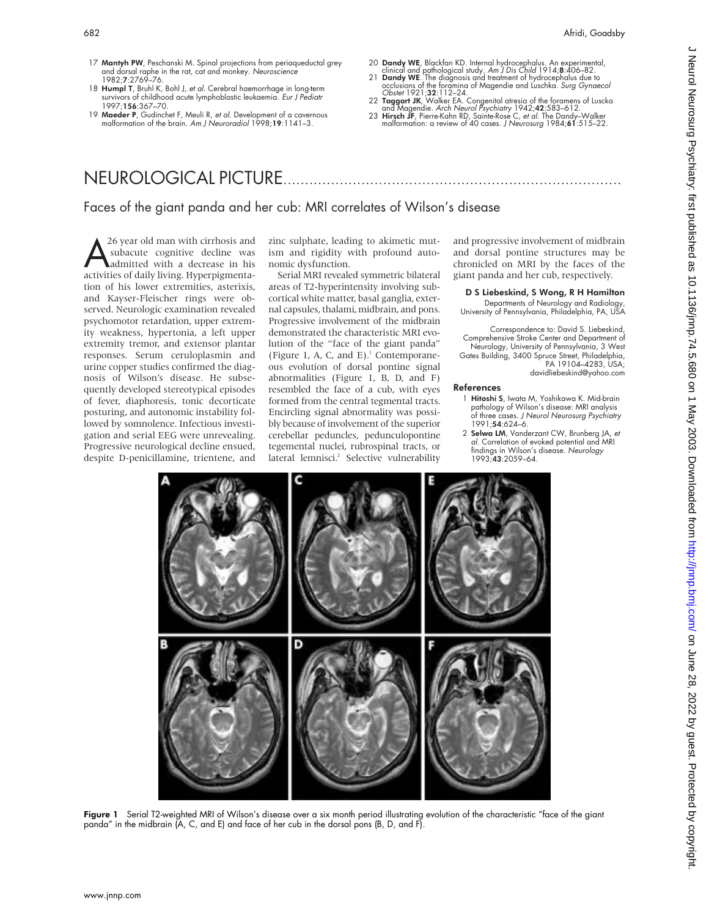17 **Mantyh PW**, Peschanski M. Spinal projections from periaqueductal grey and dorsal raphe in the rat, cat and monkey. *Neuroscience* 1982;**7**:2769–76.

18 **Humpl T**, Bruhl K, Bohl J, *et al*. Cerebral haemorrhage in long-term survivors of childhood acute lymphoblastic leukaemia. *Eur J Pediatr* 1997;**156**:367–70.

19 **Maeder P**, Gudinchet F, Meuli R, *et al*. Development of a cavernous malformation of the brain. *Am J Neuroradiol* 1998;**19**:1141–3.

20 **Dandy WE**, Blackfan KD. Internal hydrocephalus. An experimental, clinical and pathological study. *Am J Dis Child* 1914;**8**:406–82.

21 **Dandy WE**. The diagnosis and treatment of hydrocephalus due to occlusions of the foramina of Magendie and Luschka. *Surg Gynaecol Obstet* 1921;**32**:112–24.

22 **Taggart JK**, Walker EA. Congenital atresia of the foramens of Luscka and Magendie. *Arch Neurol Psychiatry* 1942;**42**:583–612.

23 **Hirsch JF**, Pierre-Kahn RD, Sainte-Rose C, *et al*. The Dandy–Walker malformation: a review of 40 cases. *J Neurosurg* 1984;**61**:515–22.

# NEUROLOGICAL PICTURE

## Faces of the giant panda and her cub: MRI correlates of Wilson's disease

A 26 year old man with cirrhosis and subacute cognitive decline was admitted with a decrease in his activities of daily living. Hyperpigmentation of his lower extremities, asterixis, and Kayser-Fleischer rings were observed. Neurologic examination revealed psychomotor retardation, upper extremity weakness, hypertonia, a left upper extremity tremor, and extensor plantar responses. Serum ceruloplasmin and urine copper studies confirmed the diagnosis of Wilson's disease. He subsequently developed stereotypical episodes of fever, diaphoresis, tonic decorticate posturing, and autonomic instability followed by somnolence. Infectious investigation and serial EEG were unrevealing. Progressive neurological decline ensued, despite D-penicillamine, trientene, and zinc sulphate, leading to akimetic mutism and rigidity with profound autonomic dysfunction.

Serial MRI revealed symmetric bilateral areas of T2-hyperintensity involving subcortical white matter, basal ganglia, external capsules, thalami, midbrain, and pons. Progressive involvement of the midbrain demonstrated the characteristic MRI evolution of the "face of the giant panda" (Figure 1, A, C, and E).[1] Contemporaneous evolution of dorsal pontine signal abnormalities (Figure 1, B, D, and F) resembled the face of a cub, with eyes formed from the central tegmental tracts. Encircling signal abnormality was possibly because of involvement of the superior cerebellar peduncles, pedunculopontine tegemental nuclei, rubrospinal tracts, or lateral lemnisci.[2] Selective vulnerability and progressive involvement of midbrain and dorsal pontine structures may be chronicled on MRI by the faces of the giant panda and her cub, respectively.

**D S Liebeskind, S Wong, R H Hamilton**
Departments of Neurology and Radiology, University of Pennsylvania, Philadelphia, PA, USA

Correspondence to: David S. Liebeskind, Comprehensive Stroke Center and Department of Neurology, University of Pennsylvania, 3 West Gates Building, 3400 Spruce Street, Philadelphia, PA 19104–4283, USA; davidliebeskind@yahoo.com

### References

1 **Hitoshi S**, Iwata M, Yoshikawa K. Mid-brain pathology of Wilson's disease: MRI analysis of three cases. *J Neurol Neurosurg Psychiatry* 1991;**54**:624–6.

2 **Selwa LM**, Vanderzant CW, Brunberg JA, *et al*. Correlation of evoked potential and MRI findings in Wilson's disease. *Neurology* 1993;**43**:2059–64.

**Figure 1** Serial T2-weighted MRI of Wilson's disease over a six month period illustrating evolution of the characteristic "face of the giant panda" in the midbrain (A, C, and E) and face of her cub in the dorsal pons (B, D, and F).